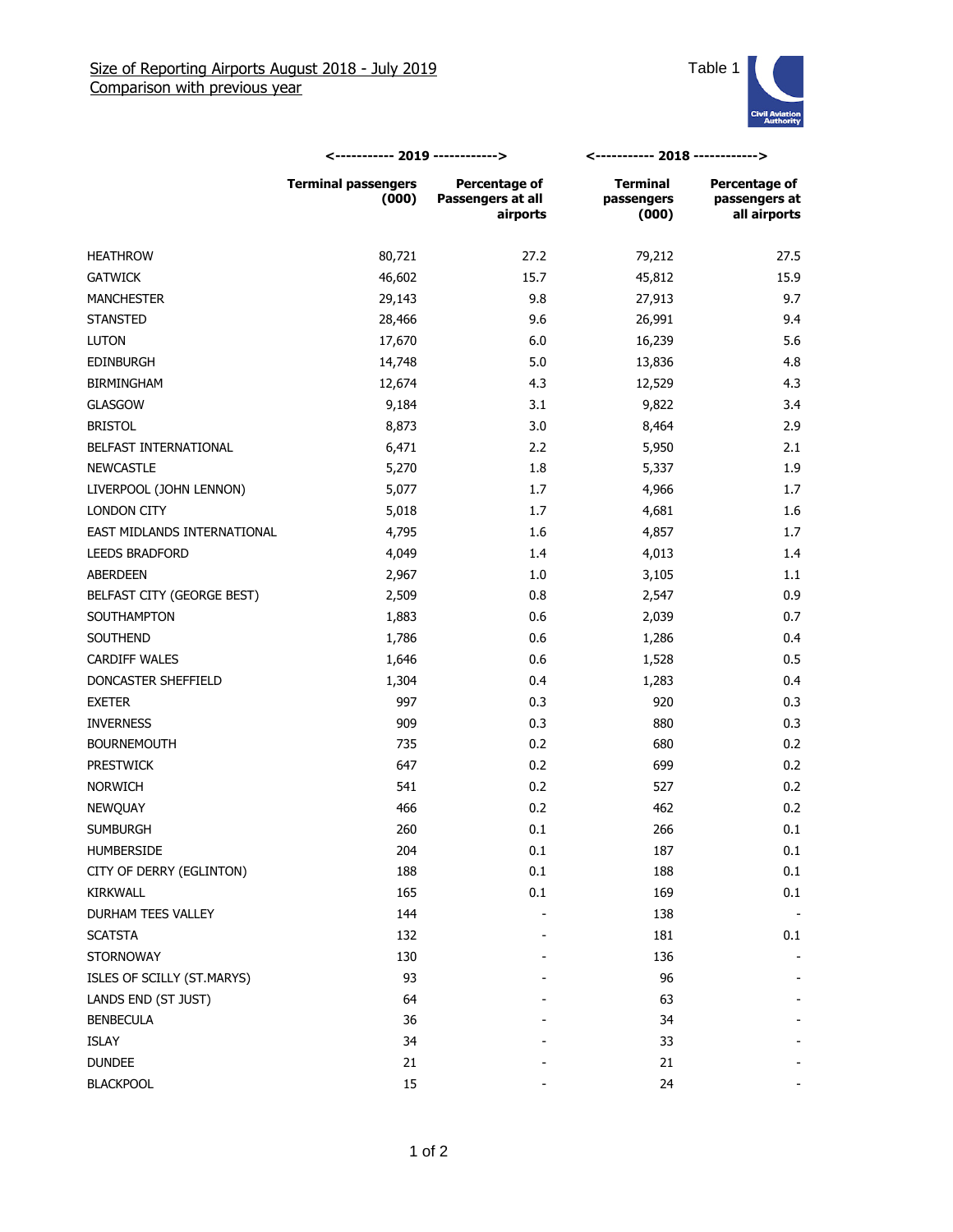Size of Reporting Airports August 2018 - July 2019

Comparison with previous year

Table 1

| | 2019 | | 2018 | |
|---|---|---|---|---|
| | Terminal passengers (000) | Percentage of Passengers at all airports | Terminal passengers (000) | Percentage of passengers at all airports |
| HEATHROW | 80,721 | 27.2 | 79,212 | 27.5 |
| GATWICK | 46,602 | 15.7 | 45,812 | 15.9 |
| MANCHESTER | 29,143 | 9.8 | 27,913 | 9.7 |
| STANSTED | 28,466 | 9.6 | 26,991 | 9.4 |
| LUTON | 17,670 | 6.0 | 16,239 | 5.6 |
| EDINBURGH | 14,748 | 5.0 | 13,836 | 4.8 |
| BIRMINGHAM | 12,674 | 4.3 | 12,529 | 4.3 |
| GLASGOW | 9,184 | 3.1 | 9,822 | 3.4 |
| BRISTOL | 8,873 | 3.0 | 8,464 | 2.9 |
| BELFAST INTERNATIONAL | 6,471 | 2.2 | 5,950 | 2.1 |
| NEWCASTLE | 5,270 | 1.8 | 5,337 | 1.9 |
| LIVERPOOL (JOHN LENNON) | 5,077 | 1.7 | 4,966 | 1.7 |
| LONDON CITY | 5,018 | 1.7 | 4,681 | 1.6 |
| EAST MIDLANDS INTERNATIONAL | 4,795 | 1.6 | 4,857 | 1.7 |
| LEEDS BRADFORD | 4,049 | 1.4 | 4,013 | 1.4 |
| ABERDEEN | 2,967 | 1.0 | 3,105 | 1.1 |
| BELFAST CITY (GEORGE BEST) | 2,509 | 0.8 | 2,547 | 0.9 |
| SOUTHAMPTON | 1,883 | 0.6 | 2,039 | 0.7 |
| SOUTHEND | 1,786 | 0.6 | 1,286 | 0.4 |
| CARDIFF WALES | 1,646 | 0.6 | 1,528 | 0.5 |
| DONCASTER SHEFFIELD | 1,304 | 0.4 | 1,283 | 0.4 |
| EXETER | 997 | 0.3 | 920 | 0.3 |
| INVERNESS | 909 | 0.3 | 880 | 0.3 |
| BOURNEMOUTH | 735 | 0.2 | 680 | 0.2 |
| PRESTWICK | 647 | 0.2 | 699 | 0.2 |
| NORWICH | 541 | 0.2 | 527 | 0.2 |
| NEWQUAY | 466 | 0.2 | 462 | 0.2 |
| SUMBURGH | 260 | 0.1 | 266 | 0.1 |
| HUMBERSIDE | 204 | 0.1 | 187 | 0.1 |
| CITY OF DERRY (EGLINTON) | 188 | 0.1 | 188 | 0.1 |
| KIRKWALL | 165 | 0.1 | 169 | 0.1 |
| DURHAM TEES VALLEY | 144 | - | 138 | - |
| SCATSTA | 132 | - | 181 | 0.1 |
| STORNOWAY | 130 | - | 136 | - |
| ISLES OF SCILLY (ST.MARYS) | 93 | - | 96 | - |
| LANDS END (ST JUST) | 64 | - | 63 | - |
| BENBECULA | 36 | - | 34 | - |
| ISLAY | 34 | - | 33 | - |
| DUNDEE | 21 | - | 21 | - |
| BLACKPOOL | 15 | - | 24 | - |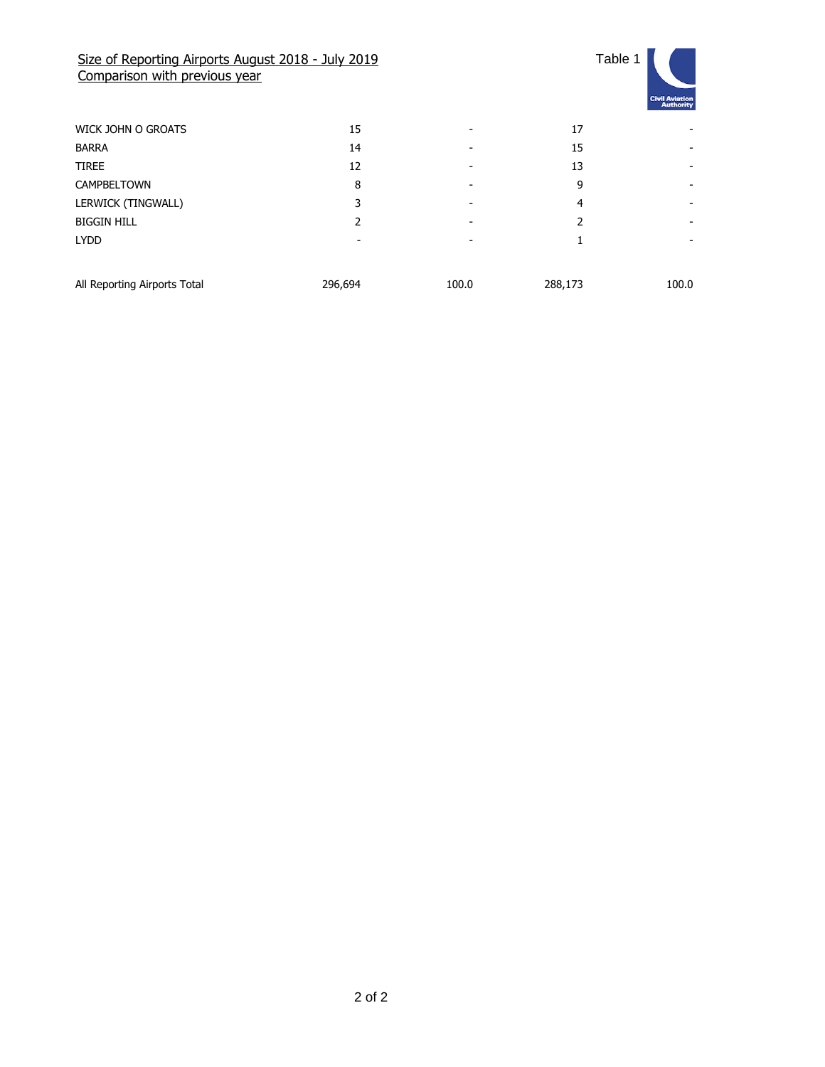Size of Reporting Airports August 2018 - July 2019
Comparison with previous year

Table 1

| | | | | |
|---|---|---|---|---|
| WICK JOHN O GROATS | 15 | - | 17 | - |
| BARRA | 14 | - | 15 | - |
| TIREE | 12 | - | 13 | - |
| CAMPBELTOWN | 8 | - | 9 | - |
| LERWICK (TINGWALL) | 3 | - | 4 | - |
| BIGGIN HILL | 2 | - | 2 | - |
| LYDD | - | - | 1 | - |
| All Reporting Airports Total | 296,694 | 100.0 | 288,173 | 100.0 |